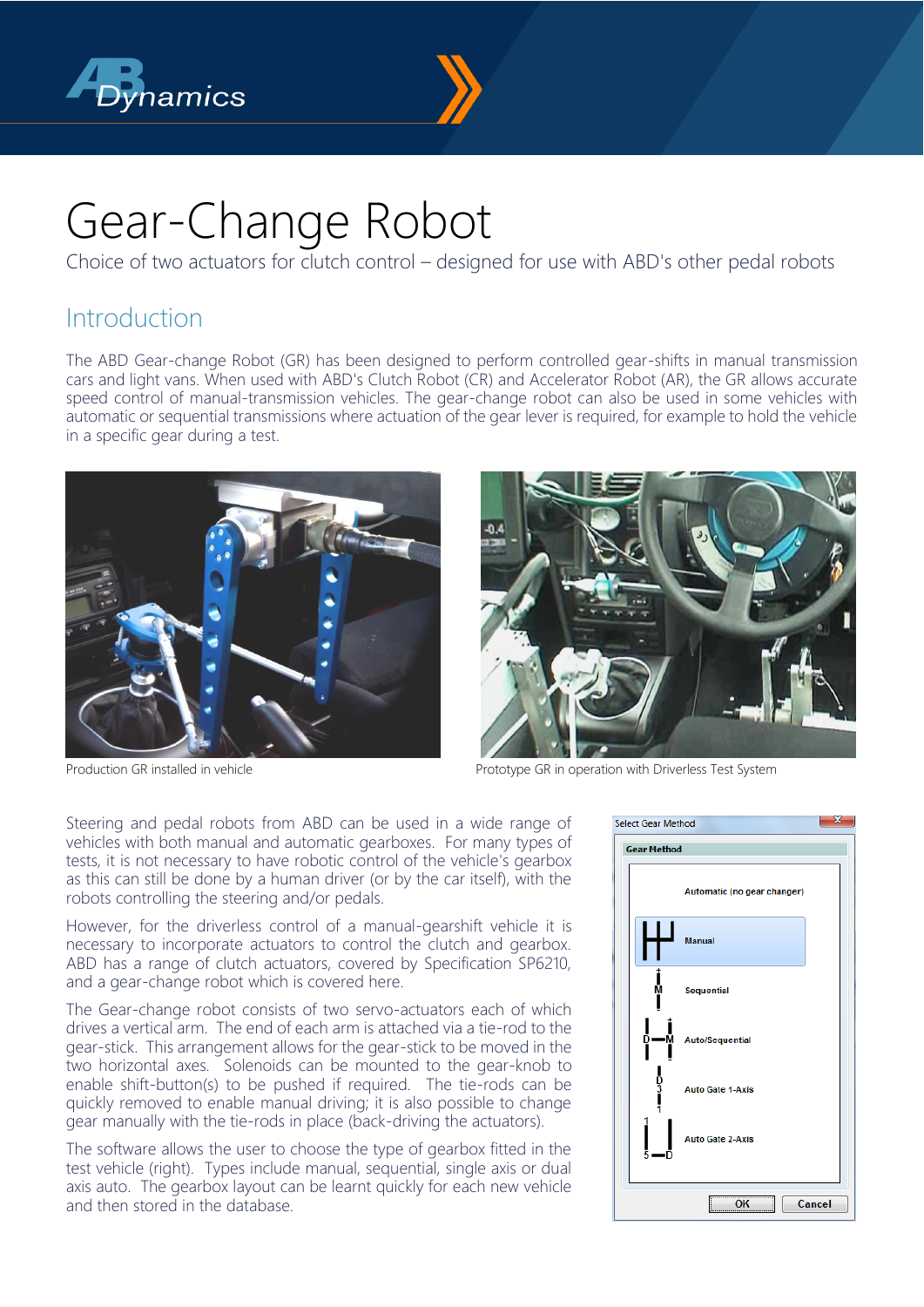# Gear-Change Robot

Choice of two actuators for clutch control – designed for use with ABD's other pedal robots

## Introduction

The ABD Gear-change Robot (GR) has been designed to perform controlled gear-shifts in manual transmission cars and light vans. When used with ABD's Clutch Robot (CR) and Accelerator Robot (AR), the GR allows accurate speed control of manual-transmission vehicles. The gear-change robot can also be used in some vehicles with automatic or sequential transmissions where actuation of the gear lever is required, for example to hold the vehicle in a specific gear during a test.

Production GR installed in vehicle

Prototype GR in operation with Driverless Test System

Steering and pedal robots from ABD can be used in a wide range of vehicles with both manual and automatic gearboxes. For many types of tests, it is not necessary to have robotic control of the vehicle's gearbox as this can still be done by a human driver (or by the car itself), with the robots controlling the steering and/or pedals.

However, for the driverless control of a manual-gearshift vehicle it is necessary to incorporate actuators to control the clutch and gearbox. ABD has a range of clutch actuators, covered by Specification SP6210, and a gear-change robot which is covered here.

The Gear-change robot consists of two servo-actuators each of which drives a vertical arm. The end of each arm is attached via a tie-rod to the gear-stick. This arrangement allows for the gear-stick to be moved in the two horizontal axes. Solenoids can be mounted to the gear-knob to enable shift-button(s) to be pushed if required. The tie-rods can be quickly removed to enable manual driving; it is also possible to change gear manually with the tie-rods in place (back-driving the actuators).

The software allows the user to choose the type of gearbox fitted in the test vehicle (right). Types include manual, sequential, single axis or dual axis auto. The gearbox layout can be learnt quickly for each new vehicle and then stored in the database.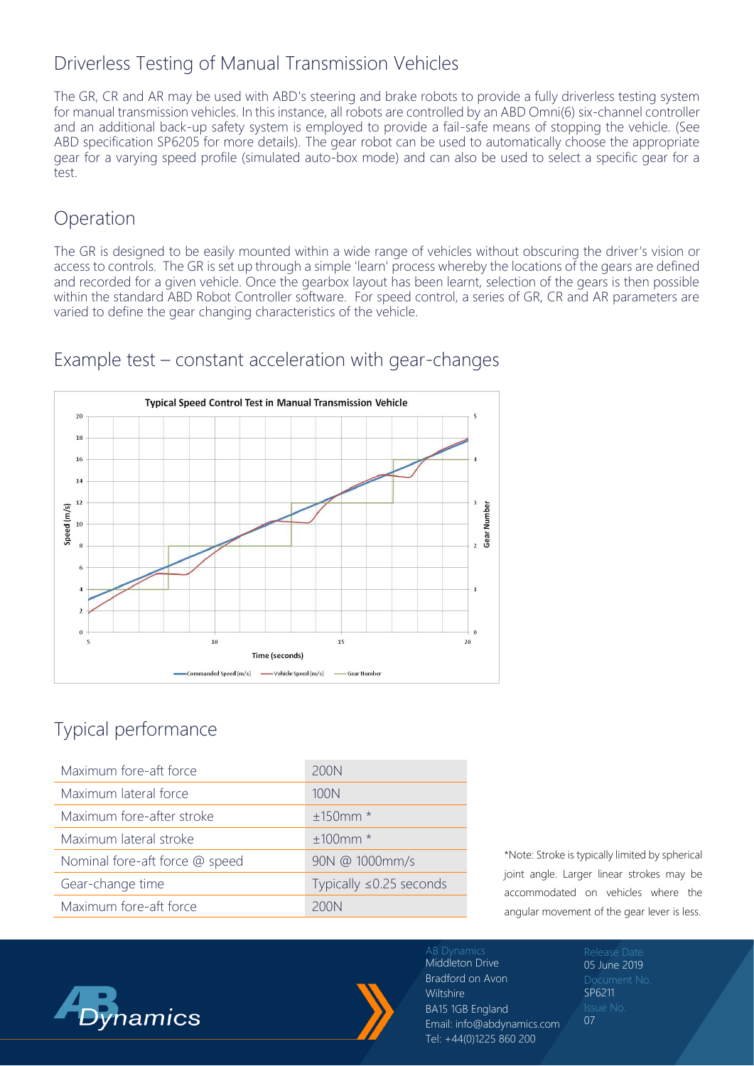## Driverless Testing of Manual Transmission Vehicles

The GR, CR and AR may be used with ABD's steering and brake robots to provide a fully driverless testing system for manual transmission vehicles. In this instance, all robots are controlled by an ABD Omni(6) six-channel controller and an additional back-up safety system is employed to provide a fail-safe means of stopping the vehicle. (See ABD specification SP6205 for more details). The gear robot can be used to automatically choose the appropriate gear for a varying speed profile (simulated auto-box mode) and can also be used to select a specific gear for a test.

## Operation

The GR is designed to be easily mounted within a wide range of vehicles without obscuring the driver's vision or access to controls. The GR is set up through a simple 'learn' process whereby the locations of the gears are defined and recorded for a given vehicle. Once the gearbox layout has been learnt, selection of the gears is then possible within the standard ABD Robot Controller software. For speed control, a series of GR, CR and AR parameters are varied to define the gear changing characteristics of the vehicle.

## Example test – constant acceleration with gear-changes

Typical Speed Control Test in Manual Transmission Vehicle

Speed (m/s)

0
2
4
6
8
10
12
14
16
18
20

Gear Number

0
1
2
3
4
5

Time (seconds)

5
10
15
20

Commanded Speed (m/s)
Vehicle Speed (m/s)
Gear Number

## Typical performance

| | |
|---|---|
| Maximum fore-aft force | 200N |
| Maximum lateral force | 100N |
| Maximum fore-after stroke | ±150mm * |
| Maximum lateral stroke | ±100mm * |
| Nominal fore-aft force @ speed | 90N @ 1000mm/s |
| Gear-change time | Typically ≤0.25 seconds |
| Maximum fore-aft force | 200N |

*Note: Stroke is typically limited by spherical joint angle. Larger linear strokes may be accommodated on vehicles where the angular movement of the gear lever is less.

AB Dynamics
Middleton Drive
Bradford on Avon
Wiltshire
BA15 1GB England
Email: info@abdynamics.com
Tel: +44(0)1225 860 200

Release Date
05 June 2019
Document No.
SP6211
Issue No.
07